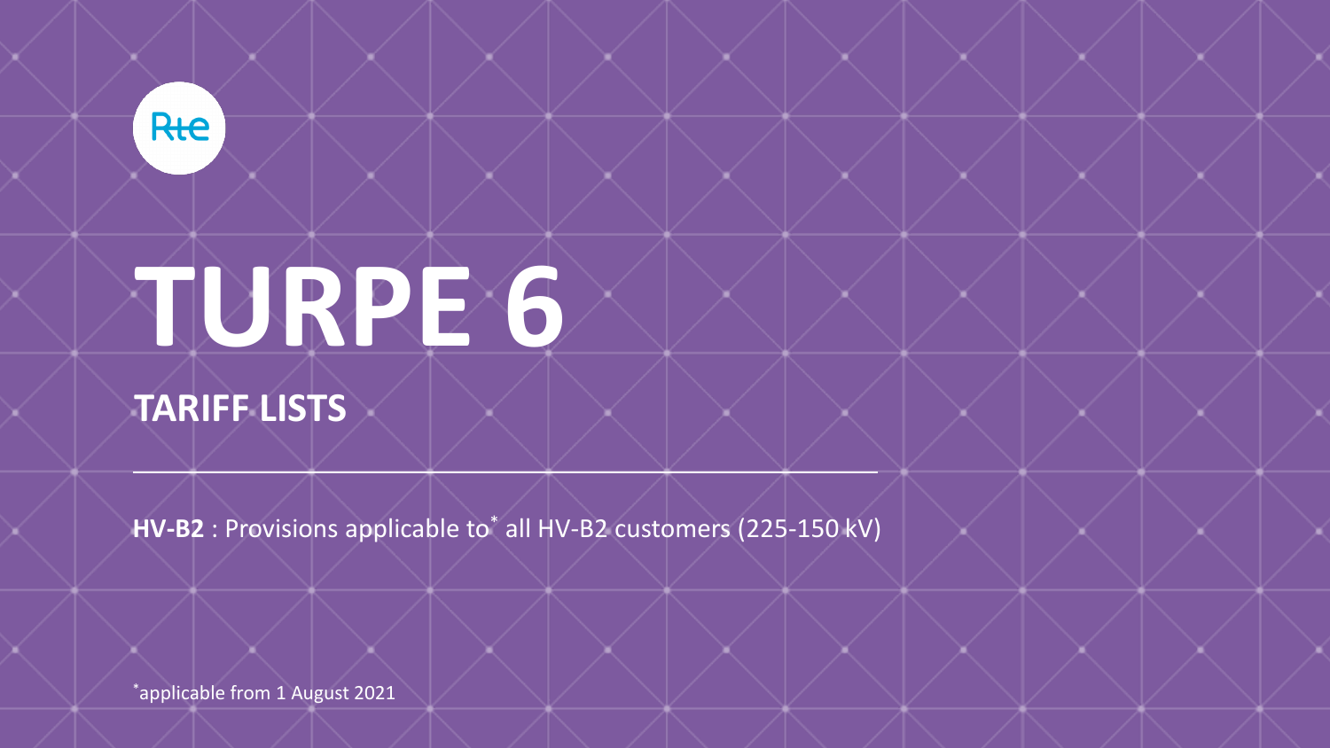# TURPE 6

## TARIFF LISTS

**HV-B2** : Provisions applicable to* all HV-B2 customers (225-150 kV)

*applicable from 1 August 2021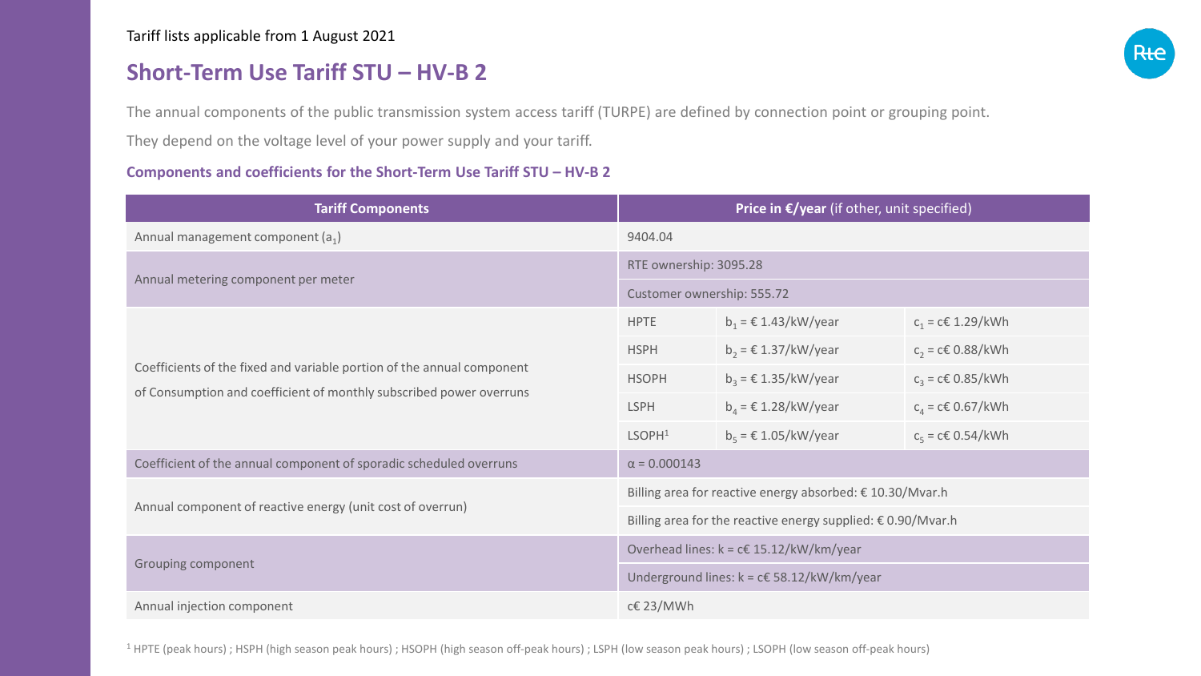Tariff lists applicable from 1 August 2021

# Short-Term Use Tariff STU – HV-B 2

The annual components of the public transmission system access tariff (TURPE) are defined by connection point or grouping point.

They depend on the voltage level of your power supply and your tariff.

### Components and coefficients for the Short-Term Use Tariff STU – HV-B 2

| Tariff Components | **Price in €/year** (if other, unit specified) | | |
|---|---|---|---|
| Annual management component ($a_1$) | 9404.04 | | |
| Annual metering component per meter | RTE ownership: 3095.28 | | |
| | Customer ownership: 555.72 | | |
| Coefficients of the fixed and variable portion of the annual component of Consumption and coefficient of monthly subscribed power overruns | HPTE | $b_1$ = € 1.43/kW/year | $c_1$ = c€ 1.29/kWh |
| | HSPH | $b_2$ = € 1.37/kW/year | $c_2$ = c€ 0.88/kWh |
| | HSOPH | $b_3$ = € 1.35/kW/year | $c_3$ = c€ 0.85/kWh |
| | LSPH | $b_4$ = € 1.28/kW/year | $c_4$ = c€ 0.67/kWh |
| | LSOPH[1] | $b_5$ = € 1.05/kW/year | $c_5$ = c€ 0.54/kWh |
| Coefficient of the annual component of sporadic scheduled overruns | $\alpha$ = 0.000143 | | |
| Annual component of reactive energy (unit cost of overrun) | Billing area for reactive energy absorbed: € 10.30/Mvar.h | | |
| | Billing area for the reactive energy supplied: € 0.90/Mvar.h | | |
| Grouping component | Overhead lines: k = c€ 15.12/kW/km/year | | |
| | Underground lines: k = c€ 58.12/kW/km/year | | |
| Annual injection component | c€ 23/MWh | | |

[1] HPTE (peak hours) ; HSPH (high season peak hours) ; HSOPH (high season off-peak hours) ; LSPH (low season peak hours) ; LSOPH (low season off-peak hours)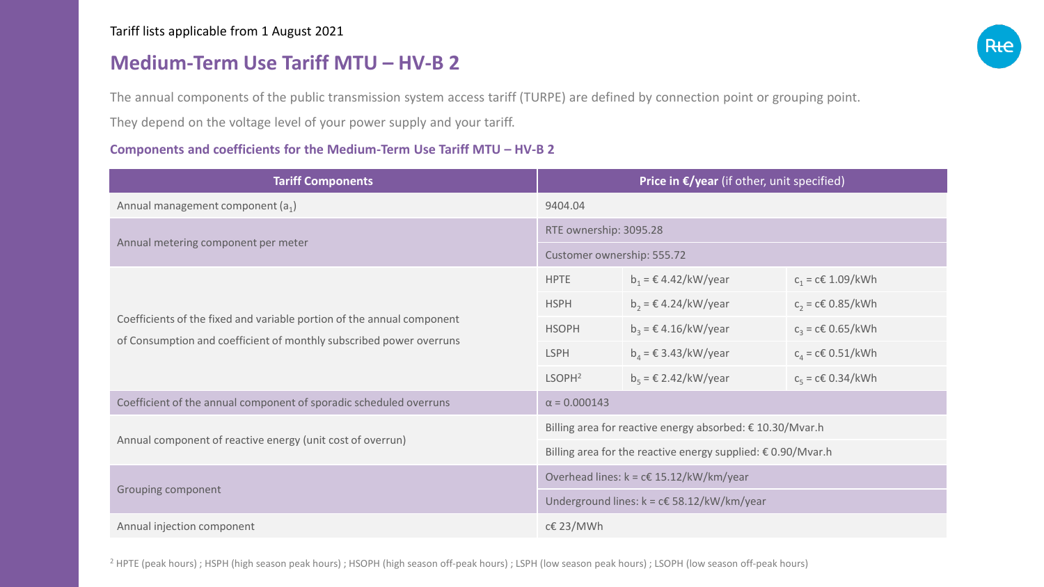Tariff lists applicable from 1 August 2021

# Medium-Term Use Tariff MTU – HV-B 2

The annual components of the public transmission system access tariff (TURPE) are defined by connection point or grouping point.

They depend on the voltage level of your power supply and your tariff.

### Components and coefficients for the Medium-Term Use Tariff MTU – HV-B 2

| Tariff Components | Price in €/year (if other, unit specified) | | |
|---|---|---|---|
| Annual management component ($a_1$) | 9404.04 | | |
| Annual metering component per meter | RTE ownership: 3095.28 | | |
| | Customer ownership: 555.72 | | |
| Coefficients of the fixed and variable portion of the annual component of Consumption and coefficient of monthly subscribed power overruns | HPTE | $b_1$ = € 4.42/kW/year | $c_1$ = c€ 1.09/kWh |
| | HSPH | $b_2$ = € 4.24/kW/year | $c_2$ = c€ 0.85/kWh |
| | HSOPH | $b_3$ = € 4.16/kW/year | $c_3$ = c€ 0.65/kWh |
| | LSPH | $b_4$ = € 3.43/kW/year | $c_4$ = c€ 0.51/kWh |
| | LSOPH[2] | $b_5$ = € 2.42/kW/year | $c_5$ = c€ 0.34/kWh |
| Coefficient of the annual component of sporadic scheduled overruns | $\alpha$ = 0.000143 | | |
| Annual component of reactive energy (unit cost of overrun) | Billing area for reactive energy absorbed: € 10.30/Mvar.h | | |
| | Billing area for the reactive energy supplied: € 0.90/Mvar.h | | |
| Grouping component | Overhead lines: k = c€ 15.12/kW/km/year | | |
| | Underground lines: k = c€ 58.12/kW/km/year | | |
| Annual injection component | c€ 23/MWh | | |

[2] HPTE (peak hours) ; HSPH (high season peak hours) ; HSOPH (high season off-peak hours) ; LSPH (low season peak hours) ; LSOPH (low season off-peak hours)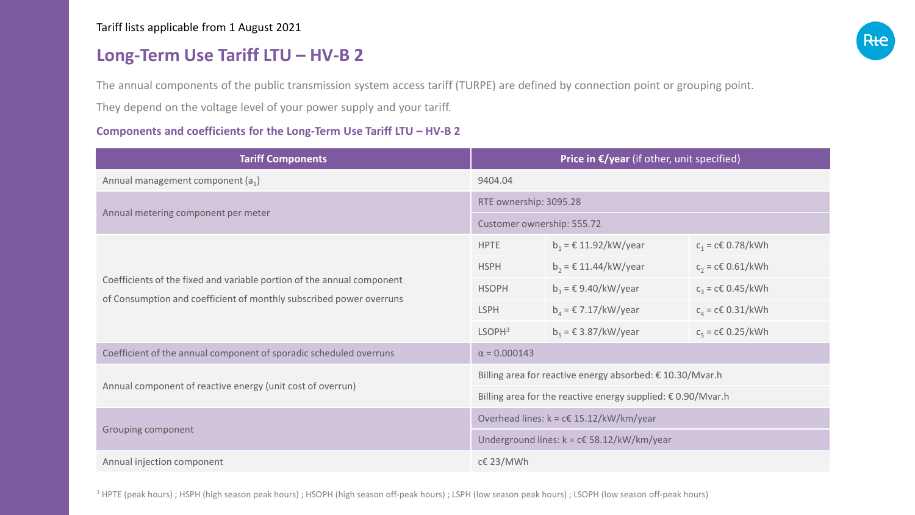Tariff lists applicable from 1 August 2021

# Long-Term Use Tariff LTU – HV-B 2

The annual components of the public transmission system access tariff (TURPE) are defined by connection point or grouping point.

They depend on the voltage level of your power supply and your tariff.

### Components and coefficients for the Long-Term Use Tariff LTU – HV-B 2

| Tariff Components | **Price in €/year** (if other, unit specified) | | |
|---|---|---|---|
| Annual management component ($a_1$) | 9404.04 | | |
| Annual metering component per meter | RTE ownership: 3095.28 | | |
| | Customer ownership: 555.72 | | |
| Coefficients of the fixed and variable portion of the annual component of Consumption and coefficient of monthly subscribed power overruns | HPTE | $b_1$ = € 11.92/kW/year | $c_1$ = c€ 0.78/kWh |
| | HSPH | $b_2$ = € 11.44/kW/year | $c_2$ = c€ 0.61/kWh |
| | HSOPH | $b_3$ = € 9.40/kW/year | $c_3$ = c€ 0.45/kWh |
| | LSPH | $b_4$ = € 7.17/kW/year | $c_4$ = c€ 0.31/kWh |
| | LSOPH[3] | $b_5$ = € 3.87/kW/year | $c_5$ = c€ 0.25/kWh |
| Coefficient of the annual component of sporadic scheduled overruns | $\alpha$ = 0.000143 | | |
| Annual component of reactive energy (unit cost of overrun) | Billing area for reactive energy absorbed: € 10.30/Mvar.h | | |
| | Billing area for the reactive energy supplied: € 0.90/Mvar.h | | |
| Grouping component | Overhead lines: k = c€ 15.12/kW/km/year | | |
| | Underground lines: k = c€ 58.12/kW/km/year | | |
| Annual injection component | c€ 23/MWh | | |

[3] HPTE (peak hours) ; HSPH (high season peak hours) ; HSOPH (high season off-peak hours) ; LSPH (low season peak hours) ; LSOPH (low season off-peak hours)